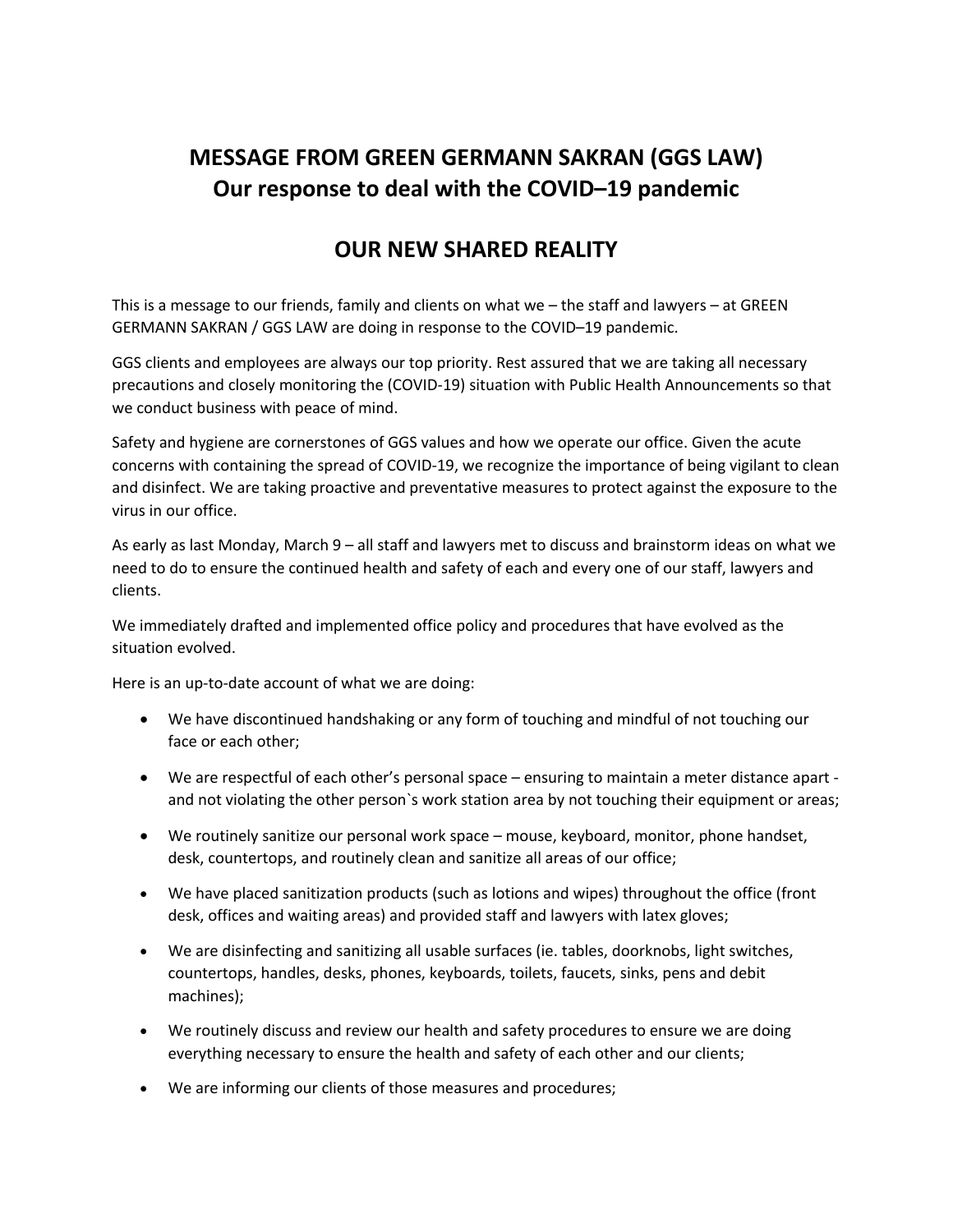# MESSAGE FROM GREEN GERMANN SAKRAN (GGS LAW)
# Our response to deal with the COVID–19 pandemic

## OUR NEW SHARED REALITY

This is a message to our friends, family and clients on what we – the staff and lawyers – at GREEN GERMANN SAKRAN / GGS LAW are doing in response to the COVID–19 pandemic.

GGS clients and employees are always our top priority. Rest assured that we are taking all necessary precautions and closely monitoring the (COVID-19) situation with Public Health Announcements so that we conduct business with peace of mind.

Safety and hygiene are cornerstones of GGS values and how we operate our office. Given the acute concerns with containing the spread of COVID-19, we recognize the importance of being vigilant to clean and disinfect. We are taking proactive and preventative measures to protect against the exposure to the virus in our office.

As early as last Monday, March 9 – all staff and lawyers met to discuss and brainstorm ideas on what we need to do to ensure the continued health and safety of each and every one of our staff, lawyers and clients.

We immediately drafted and implemented office policy and procedures that have evolved as the situation evolved.

Here is an up-to-date account of what we are doing:

- We have discontinued handshaking or any form of touching and mindful of not touching our face or each other;
- We are respectful of each other's personal space – ensuring to maintain a meter distance apart - and not violating the other person`s work station area by not touching their equipment or areas;
- We routinely sanitize our personal work space – mouse, keyboard, monitor, phone handset, desk, countertops, and routinely clean and sanitize all areas of our office;
- We have placed sanitization products (such as lotions and wipes) throughout the office (front desk, offices and waiting areas) and provided staff and lawyers with latex gloves;
- We are disinfecting and sanitizing all usable surfaces (ie. tables, doorknobs, light switches, countertops, handles, desks, phones, keyboards, toilets, faucets, sinks, pens and debit machines);
- We routinely discuss and review our health and safety procedures to ensure we are doing everything necessary to ensure the health and safety of each other and our clients;
- We are informing our clients of those measures and procedures;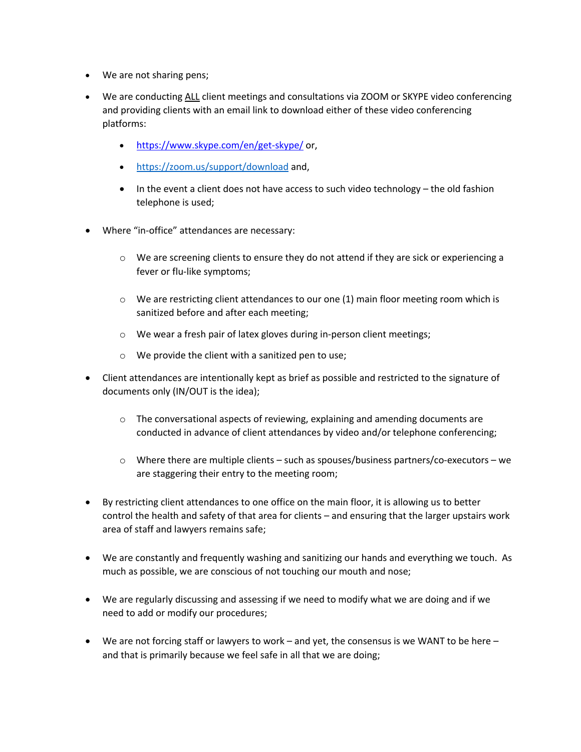- We are not sharing pens;
- We are conducting ALL client meetings and consultations via ZOOM or SKYPE video conferencing and providing clients with an email link to download either of these video conferencing platforms:
  - https://www.skype.com/en/get-skype/ or,
  - https://zoom.us/support/download and,
  - In the event a client does not have access to such video technology – the old fashion telephone is used;
- Where "in-office" attendances are necessary:
  - We are screening clients to ensure they do not attend if they are sick or experiencing a fever or flu-like symptoms;
  - We are restricting client attendances to our one (1) main floor meeting room which is sanitized before and after each meeting;
  - We wear a fresh pair of latex gloves during in-person client meetings;
  - We provide the client with a sanitized pen to use;
- Client attendances are intentionally kept as brief as possible and restricted to the signature of documents only (IN/OUT is the idea);
  - The conversational aspects of reviewing, explaining and amending documents are conducted in advance of client attendances by video and/or telephone conferencing;
  - Where there are multiple clients – such as spouses/business partners/co-executors – we are staggering their entry to the meeting room;
- By restricting client attendances to one office on the main floor, it is allowing us to better control the health and safety of that area for clients – and ensuring that the larger upstairs work area of staff and lawyers remains safe;
- We are constantly and frequently washing and sanitizing our hands and everything we touch. As much as possible, we are conscious of not touching our mouth and nose;
- We are regularly discussing and assessing if we need to modify what we are doing and if we need to add or modify our procedures;
- We are not forcing staff or lawyers to work – and yet, the consensus is we WANT to be here – and that is primarily because we feel safe in all that we are doing;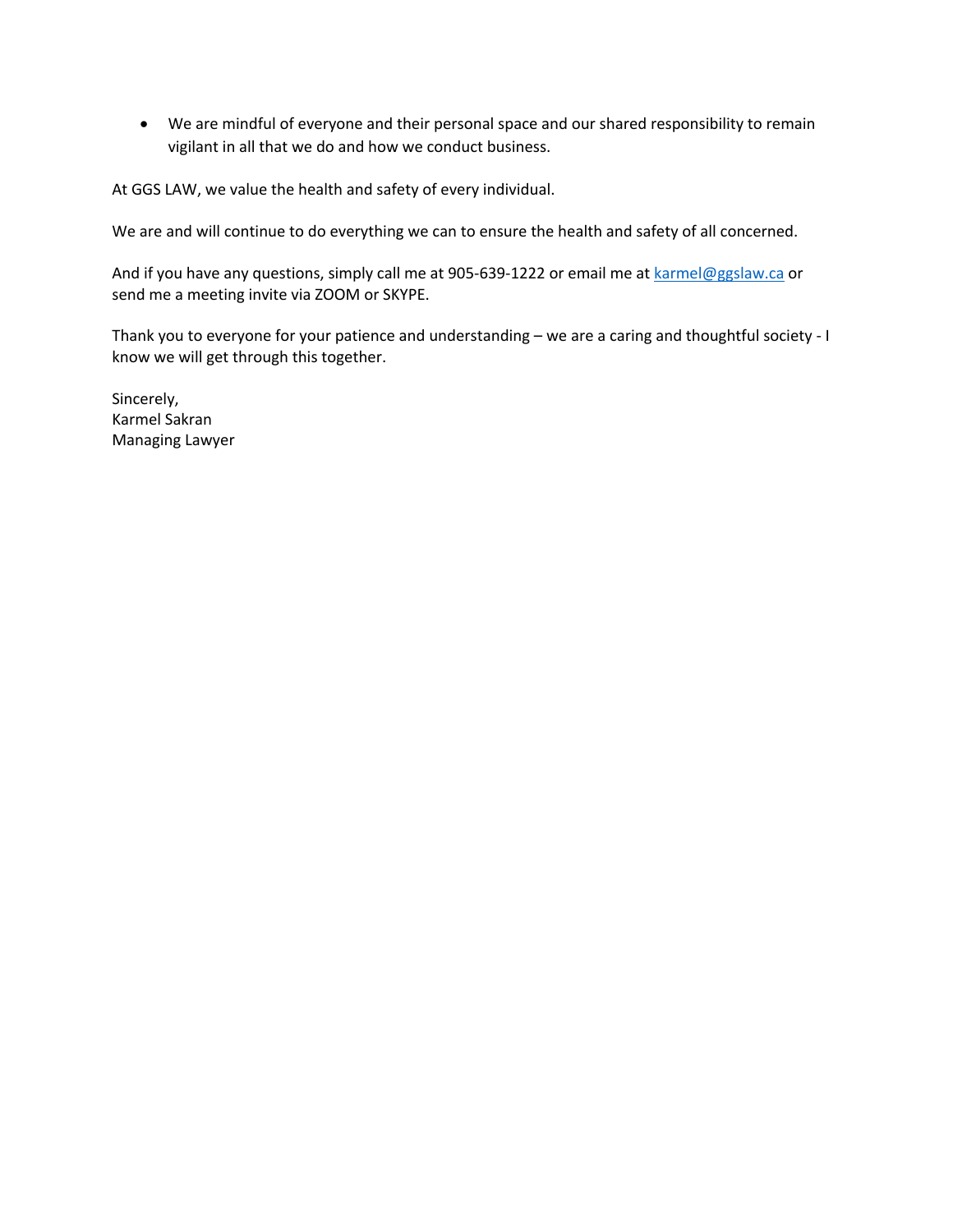- We are mindful of everyone and their personal space and our shared responsibility to remain vigilant in all that we do and how we conduct business.

At GGS LAW, we value the health and safety of every individual.

We are and will continue to do everything we can to ensure the health and safety of all concerned.

And if you have any questions, simply call me at 905-639-1222 or email me at karmel@ggslaw.ca or send me a meeting invite via ZOOM or SKYPE.

Thank you to everyone for your patience and understanding – we are a caring and thoughtful society - I know we will get through this together.

Sincerely,
Karmel Sakran
Managing Lawyer